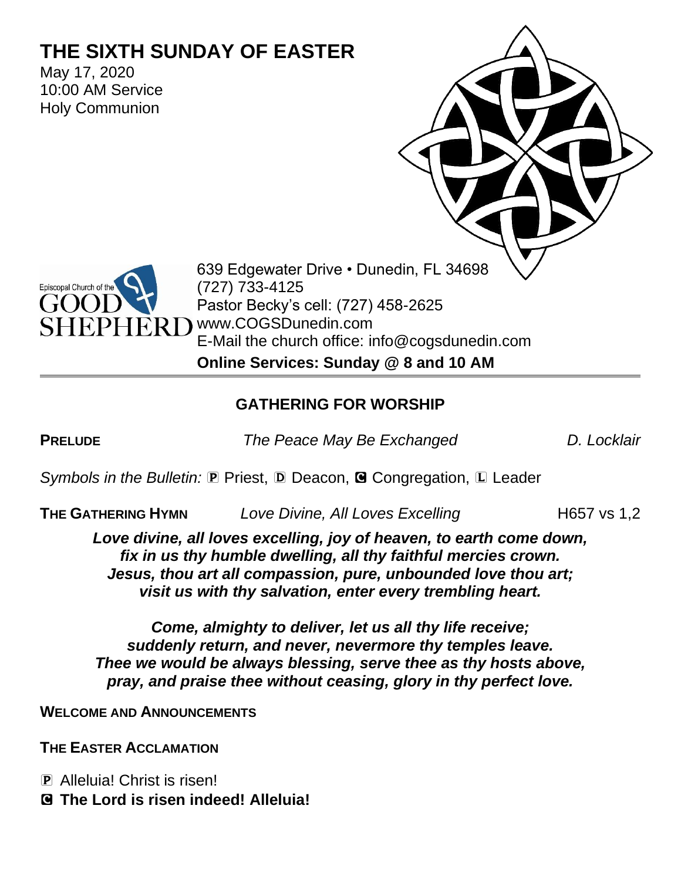# THE SIXTH SUNDAY OF EASTER

May 17, 2020
10:00 AM Service
Holy Communion

Episcopal Church of the GOOD SHEPHERD

639 Edgewater Drive • Dunedin, FL 34698
(727) 733-4125
Pastor Becky's cell: (727) 458-2625
www.COGSDunedin.com
E-Mail the church office: info@cogsdunedin.com
**Online Services: Sunday @ 8 and 10 AM**

## GATHERING FOR WORSHIP

**PRELUDE** *The Peace May Be Exchanged* *D. Locklair*

*Symbols in the Bulletin:* Ⓟ Priest, Ⓓ Deacon, Ⓒ Congregation, Ⓛ Leader

**THE GATHERING HYMN** *Love Divine, All Loves Excelling* H657 vs 1,2

***Love divine, all loves excelling, joy of heaven, to earth come down,***
***fix in us thy humble dwelling, all thy faithful mercies crown.***
***Jesus, thou art all compassion, pure, unbounded love thou art;***
***visit us with thy salvation, enter every trembling heart.***

***Come, almighty to deliver, let us all thy life receive;***
***suddenly return, and never, nevermore thy temples leave.***
***Thee we would be always blessing, serve thee as thy hosts above,***
***pray, and praise thee without ceasing, glory in thy perfect love.***

**WELCOME AND ANNOUNCEMENTS**

**THE EASTER ACCLAMATION**

Ⓟ Alleluia! Christ is risen!
Ⓒ **The Lord is risen indeed! Alleluia!**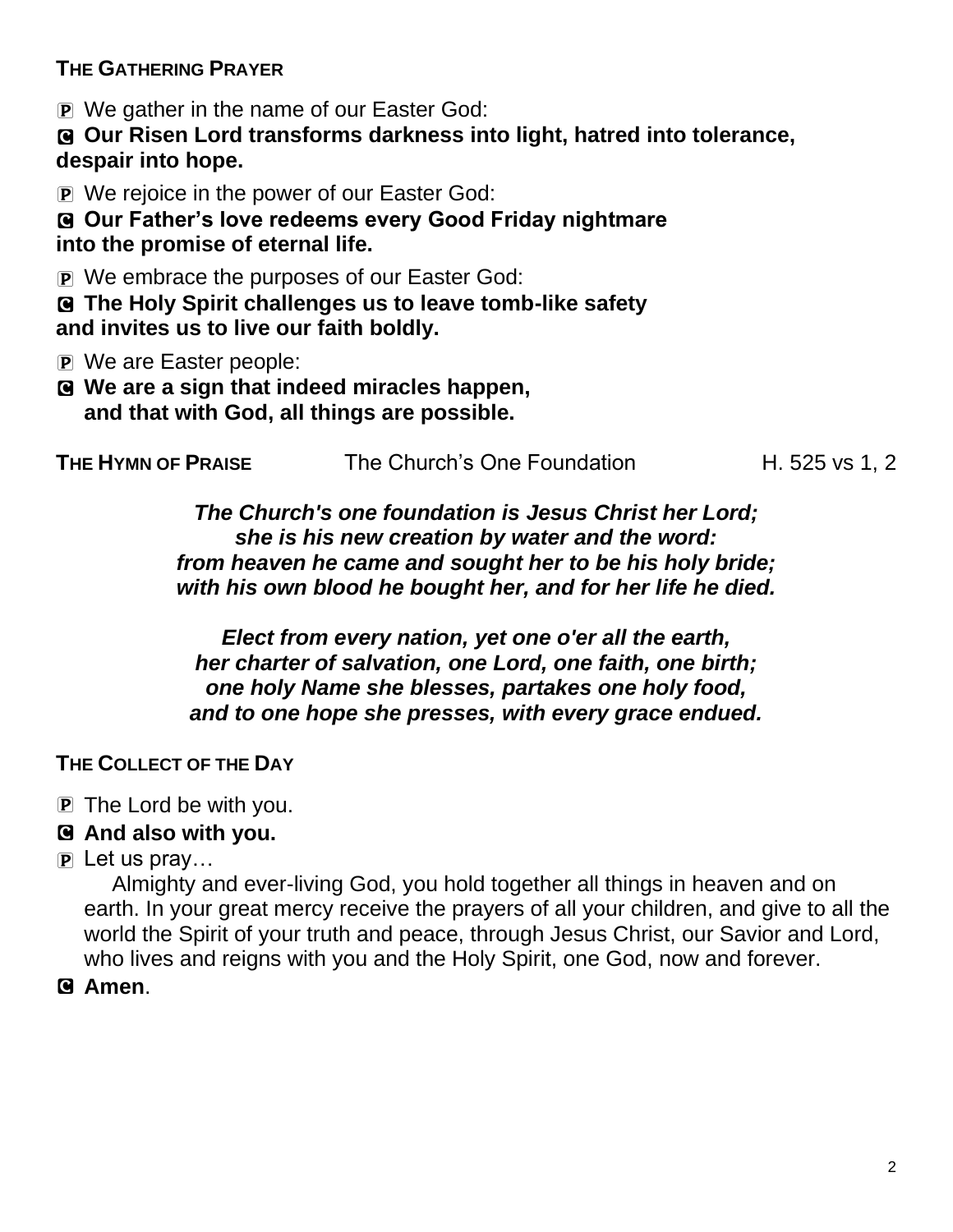**THE GATHERING PRAYER**

P We gather in the name of our Easter God:

C **Our Risen Lord transforms darkness into light, hatred into tolerance, despair into hope.**

P We rejoice in the power of our Easter God:

C **Our Father's love redeems every Good Friday nightmare into the promise of eternal life.**

P We embrace the purposes of our Easter God:

C **The Holy Spirit challenges us to leave tomb-like safety and invites us to live our faith boldly.**

P We are Easter people:

C **We are a sign that indeed miracles happen, and that with God, all things are possible.**

**THE HYMN OF PRAISE** The Church's One Foundation H. 525 vs 1, 2

***The Church's one foundation is Jesus Christ her Lord;***
***she is his new creation by water and the word:***
***from heaven he came and sought her to be his holy bride;***
***with his own blood he bought her, and for her life he died.***

***Elect from every nation, yet one o'er all the earth,***
***her charter of salvation, one Lord, one faith, one birth;***
***one holy Name she blesses, partakes one holy food,***
***and to one hope she presses, with every grace endued.***

**THE COLLECT OF THE DAY**

P The Lord be with you.

C **And also with you.**

P Let us pray…

Almighty and ever-living God, you hold together all things in heaven and on earth. In your great mercy receive the prayers of all your children, and give to all the world the Spirit of your truth and peace, through Jesus Christ, our Savior and Lord, who lives and reigns with you and the Holy Spirit, one God, now and forever.

C **Amen**.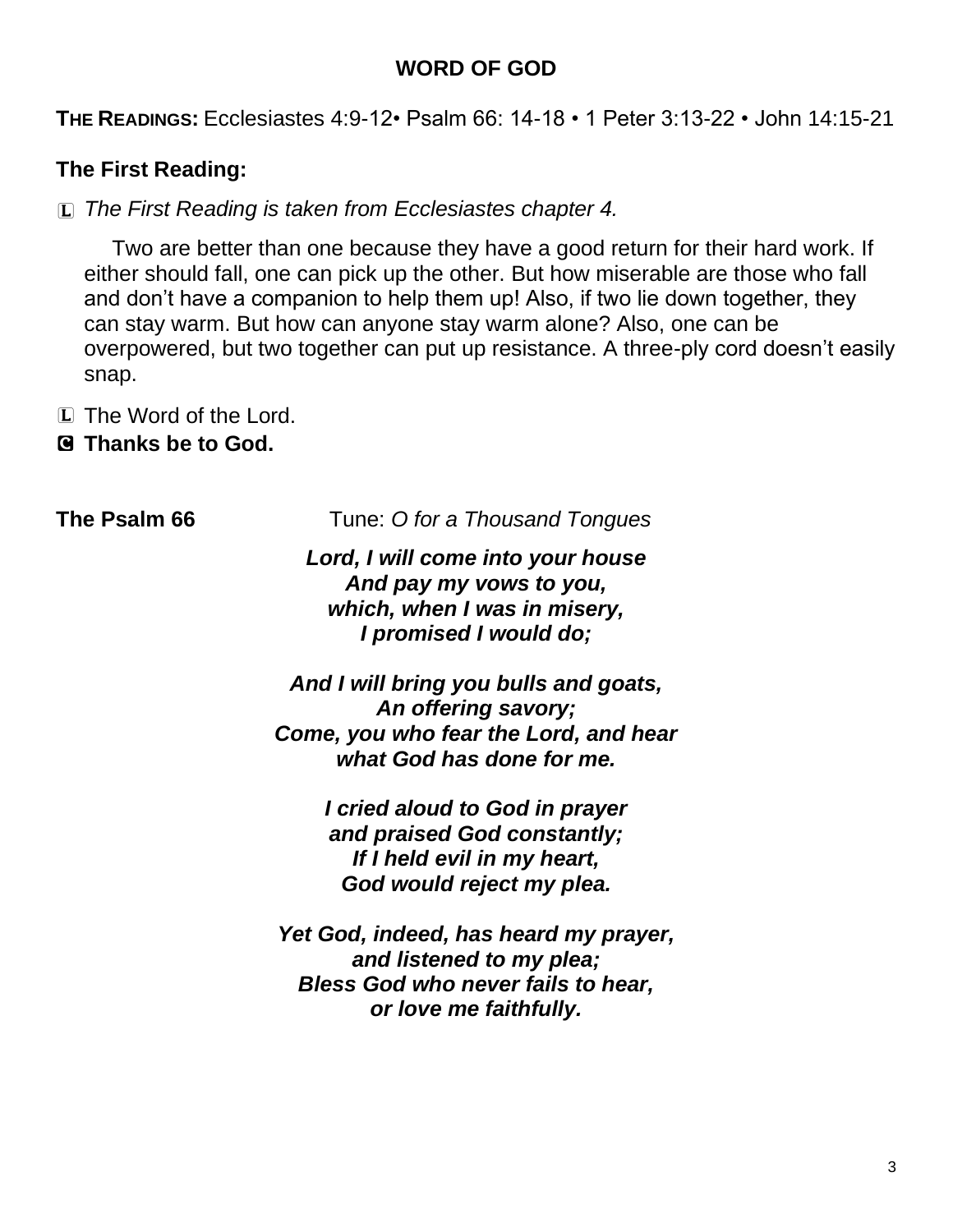## WORD OF GOD

**THE READINGS:** Ecclesiastes 4:9-12• Psalm 66: 14-18 • 1 Peter 3:13-22 • John 14:15-21

### The First Reading:

L *The First Reading is taken from Ecclesiastes chapter 4.*

Two are better than one because they have a good return for their hard work. If either should fall, one can pick up the other. But how miserable are those who fall and don't have a companion to help them up! Also, if two lie down together, they can stay warm. But how can anyone stay warm alone? Also, one can be overpowered, but two together can put up resistance. A three-ply cord doesn't easily snap.

L The Word of the Lord.
**C Thanks be to God.**

**The Psalm 66** Tune: *O for a Thousand Tongues*

***Lord, I will come into your house***
***And pay my vows to you,***
***which, when I was in misery,***
***I promised I would do;***

***And I will bring you bulls and goats,***
***An offering savory;***
***Come, you who fear the Lord, and hear***
***what God has done for me.***

***I cried aloud to God in prayer***
***and praised God constantly;***
***If I held evil in my heart,***
***God would reject my plea.***

***Yet God, indeed, has heard my prayer,***
***and listened to my plea;***
***Bless God who never fails to hear,***
***or love me faithfully.***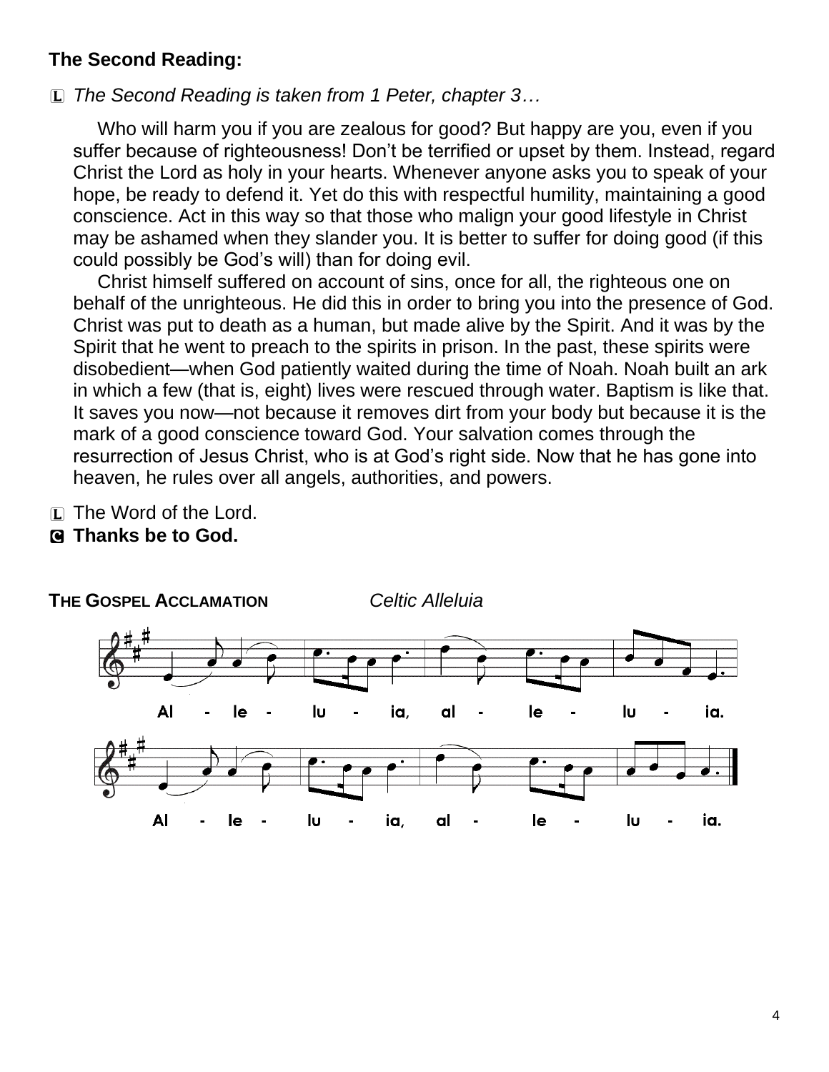**The Second Reading:**

L *The Second Reading is taken from 1 Peter, chapter 3…*

Who will harm you if you are zealous for good? But happy are you, even if you suffer because of righteousness! Don't be terrified or upset by them. Instead, regard Christ the Lord as holy in your hearts. Whenever anyone asks you to speak of your hope, be ready to defend it. Yet do this with respectful humility, maintaining a good conscience. Act in this way so that those who malign your good lifestyle in Christ may be ashamed when they slander you. It is better to suffer for doing good (if this could possibly be God's will) than for doing evil.

Christ himself suffered on account of sins, once for all, the righteous one on behalf of the unrighteous. He did this in order to bring you into the presence of God. Christ was put to death as a human, but made alive by the Spirit. And it was by the Spirit that he went to preach to the spirits in prison. In the past, these spirits were disobedient—when God patiently waited during the time of Noah. Noah built an ark in which a few (that is, eight) lives were rescued through water. Baptism is like that. It saves you now—not because it removes dirt from your body but because it is the mark of a good conscience toward God. Your salvation comes through the resurrection of Jesus Christ, who is at God's right side. Now that he has gone into heaven, he rules over all angels, authorities, and powers.

L The Word of the Lord.
**C Thanks be to God.**

**THE GOSPEL ACCLAMATION** *Celtic Alleluia*

Al - le - lu - ia, al - le - lu - ia.

Al - le - lu - ia, al - le - lu - ia.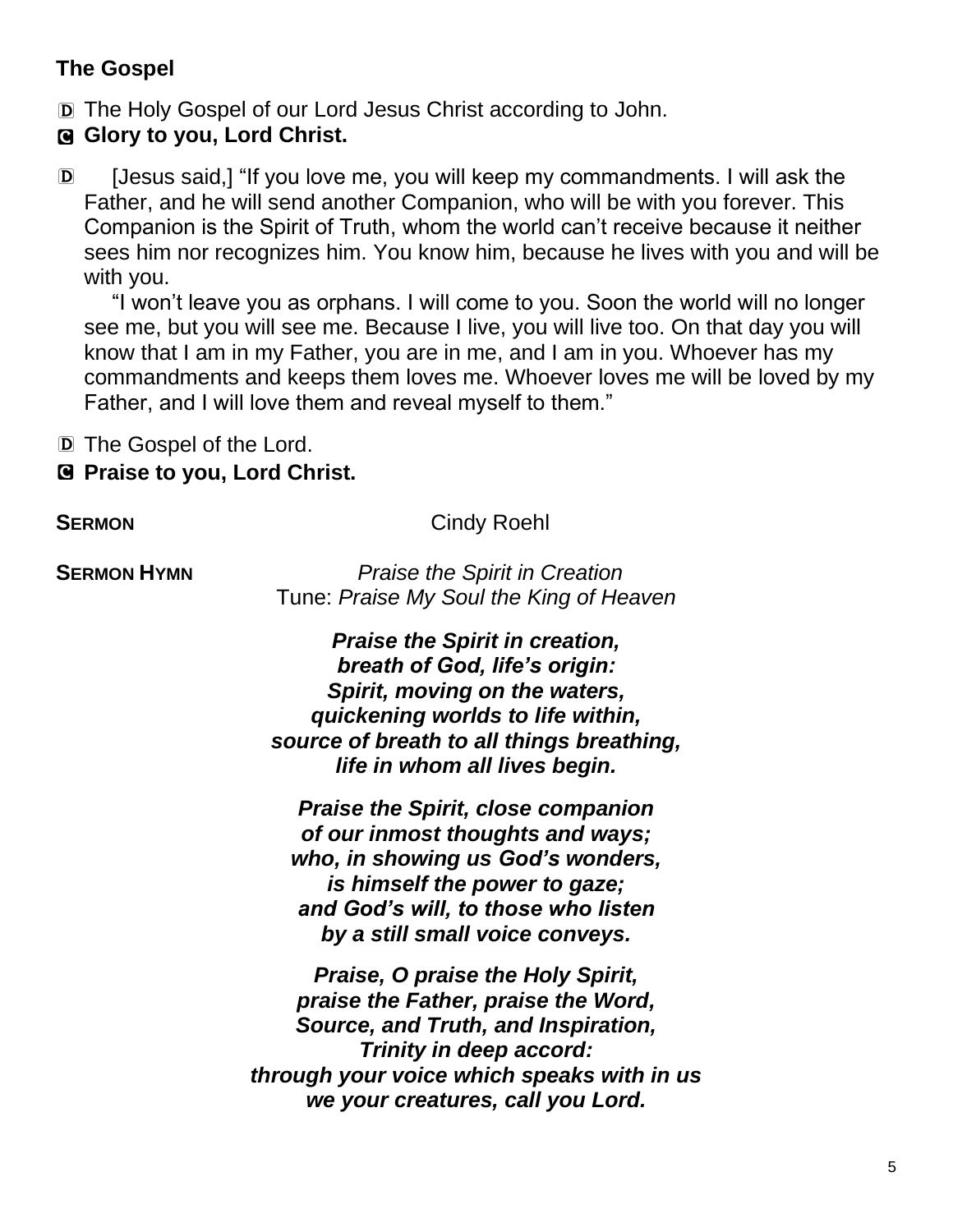## The Gospel

D The Holy Gospel of our Lord Jesus Christ according to John.

C **Glory to you, Lord Christ.**

D [Jesus said,] “If you love me, you will keep my commandments. I will ask the Father, and he will send another Companion, who will be with you forever. This Companion is the Spirit of Truth, whom the world can’t receive because it neither sees him nor recognizes him. You know him, because he lives with you and will be with you.

“I won’t leave you as orphans. I will come to you. Soon the world will no longer see me, but you will see me. Because I live, you will live too. On that day you will know that I am in my Father, you are in me, and I am in you. Whoever has my commandments and keeps them loves me. Whoever loves me will be loved by my Father, and I will love them and reveal myself to them.”

D The Gospel of the Lord.

C **Praise to you, Lord Christ.**

**SERMON** Cindy Roehl

**SERMON HYMN** *Praise the Spirit in Creation*
Tune: *Praise My Soul the King of Heaven*

***Praise the Spirit in creation,***
***breath of God, life’s origin:***
***Spirit, moving on the waters,***
***quickening worlds to life within,***
***source of breath to all things breathing,***
***life in whom all lives begin.***

***Praise the Spirit, close companion***
***of our inmost thoughts and ways;***
***who, in showing us God’s wonders,***
***is himself the power to gaze;***
***and God’s will, to those who listen***
***by a still small voice conveys.***

***Praise, O praise the Holy Spirit,***
***praise the Father, praise the Word,***
***Source, and Truth, and Inspiration,***
***Trinity in deep accord:***
***through your voice which speaks with in us***
***we your creatures, call you Lord.***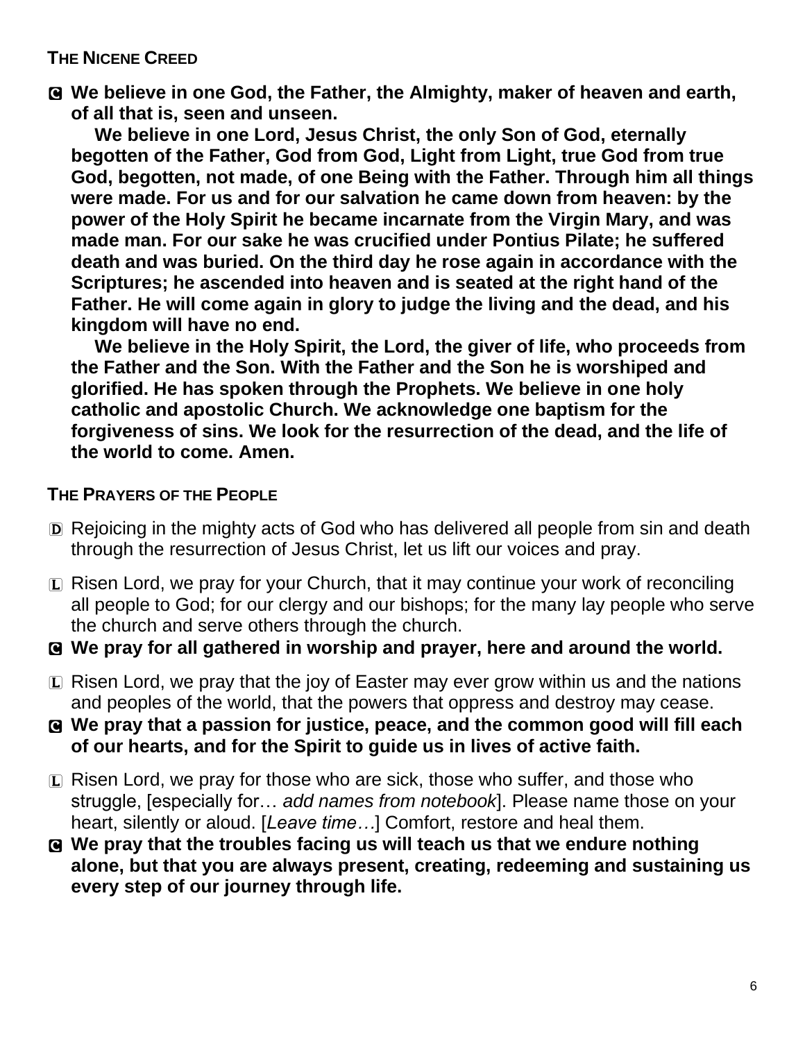**The Nicene Creed**

C **We believe in one God, the Father, the Almighty, maker of heaven and earth, of all that is, seen and unseen.**

**We believe in one Lord, Jesus Christ, the only Son of God, eternally begotten of the Father, God from God, Light from Light, true God from true God, begotten, not made, of one Being with the Father. Through him all things were made. For us and for our salvation he came down from heaven: by the power of the Holy Spirit he became incarnate from the Virgin Mary, and was made man. For our sake he was crucified under Pontius Pilate; he suffered death and was buried. On the third day he rose again in accordance with the Scriptures; he ascended into heaven and is seated at the right hand of the Father. He will come again in glory to judge the living and the dead, and his kingdom will have no end.**

**We believe in the Holy Spirit, the Lord, the giver of life, who proceeds from the Father and the Son. With the Father and the Son he is worshiped and glorified. He has spoken through the Prophets. We believe in one holy catholic and apostolic Church. We acknowledge one baptism for the forgiveness of sins. We look for the resurrection of the dead, and the life of the world to come. Amen.**

**The Prayers of the People**

D Rejoicing in the mighty acts of God who has delivered all people from sin and death through the resurrection of Jesus Christ, let us lift our voices and pray.

L Risen Lord, we pray for your Church, that it may continue your work of reconciling all people to God; for our clergy and our bishops; for the many lay people who serve the church and serve others through the church.

C **We pray for all gathered in worship and prayer, here and around the world.**

L Risen Lord, we pray that the joy of Easter may ever grow within us and the nations and peoples of the world, that the powers that oppress and destroy may cease.

C **We pray that a passion for justice, peace, and the common good will fill each of our hearts, and for the Spirit to guide us in lives of active faith.**

L Risen Lord, we pray for those who are sick, those who suffer, and those who struggle, [especially for… *add names from notebook*]. Please name those on your heart, silently or aloud. [*Leave time…*] Comfort, restore and heal them.

C **We pray that the troubles facing us will teach us that we endure nothing alone, but that you are always present, creating, redeeming and sustaining us every step of our journey through life.**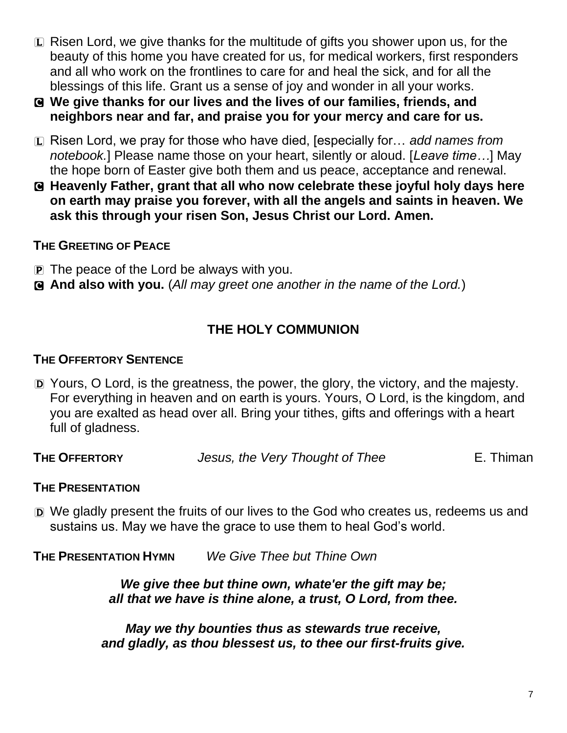L Risen Lord, we give thanks for the multitude of gifts you shower upon us, for the beauty of this home you have created for us, for medical workers, first responders and all who work on the frontlines to care for and heal the sick, and for all the blessings of this life. Grant us a sense of joy and wonder in all your works.

C **We give thanks for our lives and the lives of our families, friends, and neighbors near and far, and praise you for your mercy and care for us.**

L Risen Lord, we pray for those who have died, [especially for… *add names from notebook.*] Please name those on your heart, silently or aloud. [*Leave time…*] May the hope born of Easter give both them and us peace, acceptance and renewal.

C **Heavenly Father, grant that all who now celebrate these joyful holy days here on earth may praise you forever, with all the angels and saints in heaven. We ask this through your risen Son, Jesus Christ our Lord. Amen.**

### THE GREETING OF PEACE

P The peace of the Lord be always with you.

C **And also with you.** (*All may greet one another in the name of the Lord.*)

## THE HOLY COMMUNION

### THE OFFERTORY SENTENCE

D Yours, O Lord, is the greatness, the power, the glory, the victory, and the majesty. For everything in heaven and on earth is yours. Yours, O Lord, is the kingdom, and you are exalted as head over all. Bring your tithes, gifts and offerings with a heart full of gladness.

**THE OFFERTORY** *Jesus, the Very Thought of Thee* E. Thiman

### THE PRESENTATION

D We gladly present the fruits of our lives to the God who creates us, redeems us and sustains us. May we have the grace to use them to heal God's world.

**THE PRESENTATION HYMN** *We Give Thee but Thine Own*

***We give thee but thine own, whate'er the gift may be;***
***all that we have is thine alone, a trust, O Lord, from thee.***

***May we thy bounties thus as stewards true receive,***
***and gladly, as thou blessest us, to thee our first-fruits give.***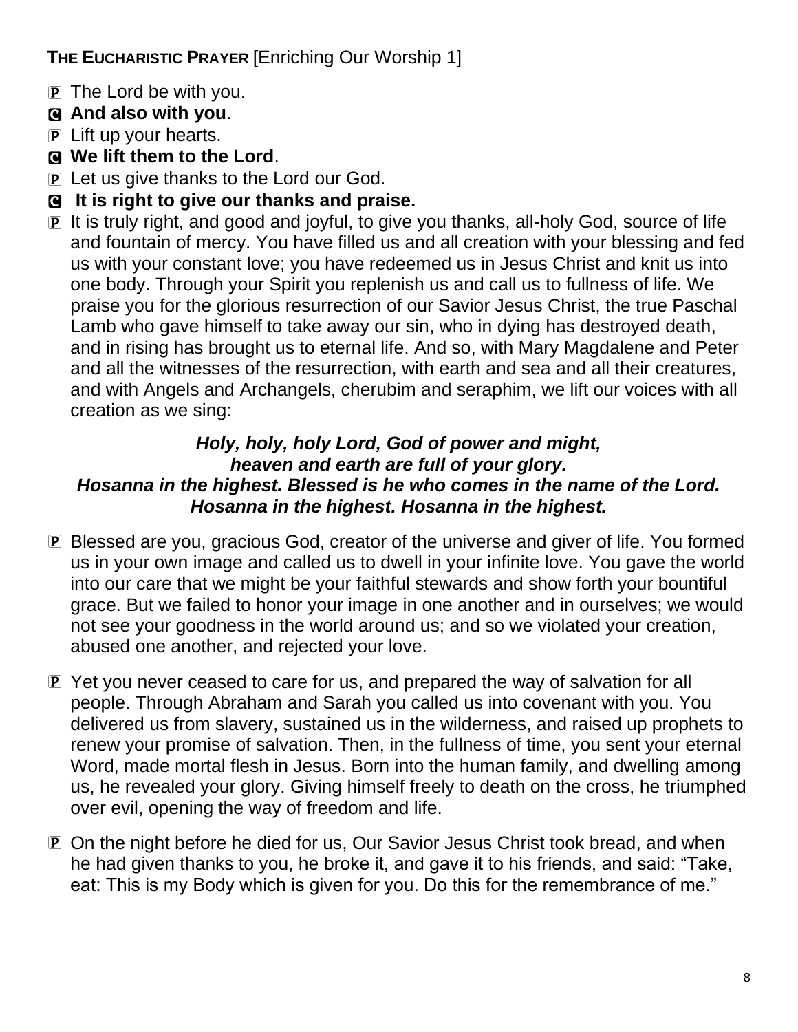**THE EUCHARISTIC PRAYER** [Enriching Our Worship 1]

P The Lord be with you.

C **And also with you**.

P Lift up your hearts.

C **We lift them to the Lord**.

P Let us give thanks to the Lord our God.

C **It is right to give our thanks and praise.**

P It is truly right, and good and joyful, to give you thanks, all-holy God, source of life and fountain of mercy. You have filled us and all creation with your blessing and fed us with your constant love; you have redeemed us in Jesus Christ and knit us into one body. Through your Spirit you replenish us and call us to fullness of life. We praise you for the glorious resurrection of our Savior Jesus Christ, the true Paschal Lamb who gave himself to take away our sin, who in dying has destroyed death, and in rising has brought us to eternal life. And so, with Mary Magdalene and Peter and all the witnesses of the resurrection, with earth and sea and all their creatures, and with Angels and Archangels, cherubim and seraphim, we lift our voices with all creation as we sing:

***Holy, holy, holy Lord, God of power and might,***
***heaven and earth are full of your glory.***
***Hosanna in the highest. Blessed is he who comes in the name of the Lord.***
***Hosanna in the highest. Hosanna in the highest.***

P Blessed are you, gracious God, creator of the universe and giver of life. You formed us in your own image and called us to dwell in your infinite love. You gave the world into our care that we might be your faithful stewards and show forth your bountiful grace. But we failed to honor your image in one another and in ourselves; we would not see your goodness in the world around us; and so we violated your creation, abused one another, and rejected your love.

P Yet you never ceased to care for us, and prepared the way of salvation for all people. Through Abraham and Sarah you called us into covenant with you. You delivered us from slavery, sustained us in the wilderness, and raised up prophets to renew your promise of salvation. Then, in the fullness of time, you sent your eternal Word, made mortal flesh in Jesus. Born into the human family, and dwelling among us, he revealed your glory. Giving himself freely to death on the cross, he triumphed over evil, opening the way of freedom and life.

P On the night before he died for us, Our Savior Jesus Christ took bread, and when he had given thanks to you, he broke it, and gave it to his friends, and said: "Take, eat: This is my Body which is given for you. Do this for the remembrance of me."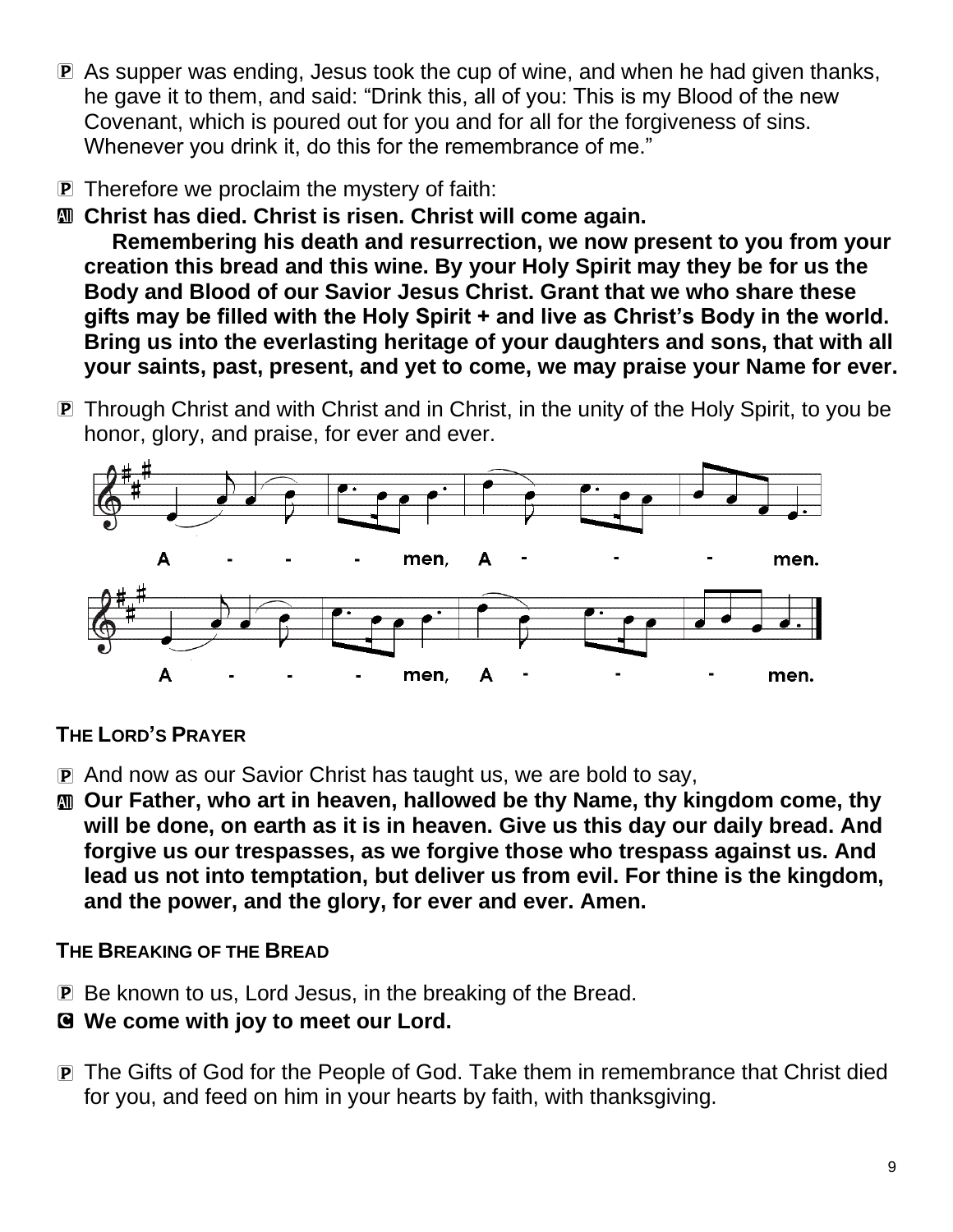P As supper was ending, Jesus took the cup of wine, and when he had given thanks, he gave it to them, and said: "Drink this, all of you: This is my Blood of the new Covenant, which is poured out for you and for all for the forgiveness of sins. Whenever you drink it, do this for the remembrance of me."

P Therefore we proclaim the mystery of faith:

All **Christ has died. Christ is risen. Christ will come again.**

**Remembering his death and resurrection, we now present to you from your creation this bread and this wine. By your Holy Spirit may they be for us the Body and Blood of our Savior Jesus Christ. Grant that we who share these gifts may be filled with the Holy Spirit + and live as Christ's Body in the world. Bring us into the everlasting heritage of your daughters and sons, that with all your saints, past, present, and yet to come, we may praise your Name for ever.**

P Through Christ and with Christ and in Christ, in the unity of the Holy Spirit, to you be honor, glory, and praise, for ever and ever.

A - - - men, A - - - men.

A - - - men, A - - - men.

**THE LORD'S PRAYER**

P And now as our Savior Christ has taught us, we are bold to say,

All **Our Father, who art in heaven, hallowed be thy Name, thy kingdom come, thy will be done, on earth as it is in heaven. Give us this day our daily bread. And forgive us our trespasses, as we forgive those who trespass against us. And lead us not into temptation, but deliver us from evil. For thine is the kingdom, and the power, and the glory, for ever and ever. Amen.**

**THE BREAKING OF THE BREAD**

P Be known to us, Lord Jesus, in the breaking of the Bread.

C **We come with joy to meet our Lord.**

P The Gifts of God for the People of God. Take them in remembrance that Christ died for you, and feed on him in your hearts by faith, with thanksgiving.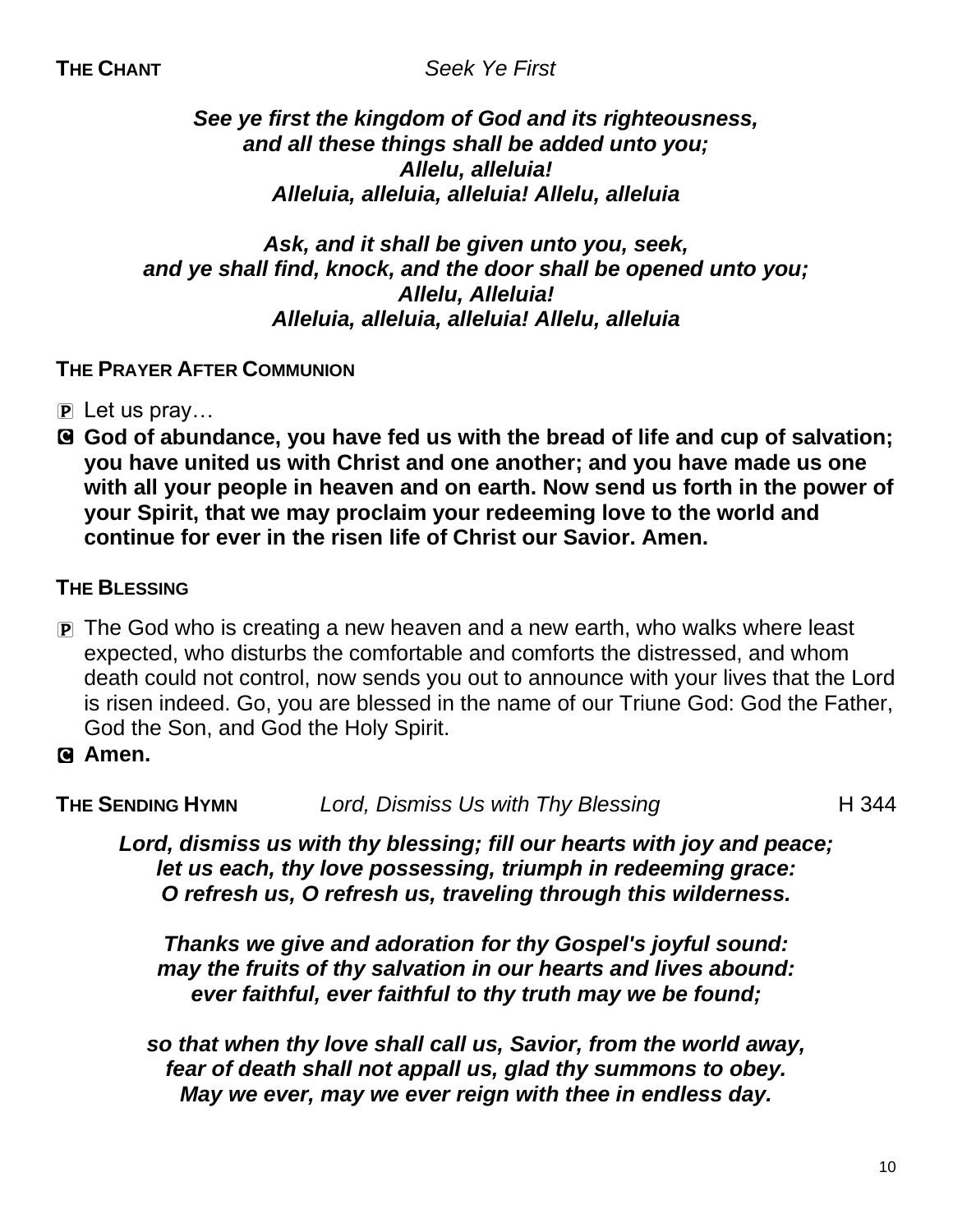**THE CHANT** *Seek Ye First*

***See ye first the kingdom of God and its righteousness,***
***and all these things shall be added unto you;***
***Allelu, alleluia!***
***Alleluia, alleluia, alleluia! Allelu, alleluia***

***Ask, and it shall be given unto you, seek,***
***and ye shall find, knock, and the door shall be opened unto you;***
***Allelu, Alleluia!***
***Alleluia, alleluia, alleluia! Allelu, alleluia***

**THE PRAYER AFTER COMMUNION**

P Let us pray…

C **God of abundance, you have fed us with the bread of life and cup of salvation; you have united us with Christ and one another; and you have made us one with all your people in heaven and on earth. Now send us forth in the power of your Spirit, that we may proclaim your redeeming love to the world and continue for ever in the risen life of Christ our Savior. Amen.**

**THE BLESSING**

P The God who is creating a new heaven and a new earth, who walks where least expected, who disturbs the comfortable and comforts the distressed, and whom death could not control, now sends you out to announce with your lives that the Lord is risen indeed. Go, you are blessed in the name of our Triune God: God the Father, God the Son, and God the Holy Spirit.

C **Amen.**

**THE SENDING HYMN** *Lord, Dismiss Us with Thy Blessing* H 344

***Lord, dismiss us with thy blessing; fill our hearts with joy and peace;***
***let us each, thy love possessing, triumph in redeeming grace:***
***O refresh us, O refresh us, traveling through this wilderness.***

***Thanks we give and adoration for thy Gospel's joyful sound:***
***may the fruits of thy salvation in our hearts and lives abound:***
***ever faithful, ever faithful to thy truth may we be found;***

***so that when thy love shall call us, Savior, from the world away,***
***fear of death shall not appall us, glad thy summons to obey.***
***May we ever, may we ever reign with thee in endless day.***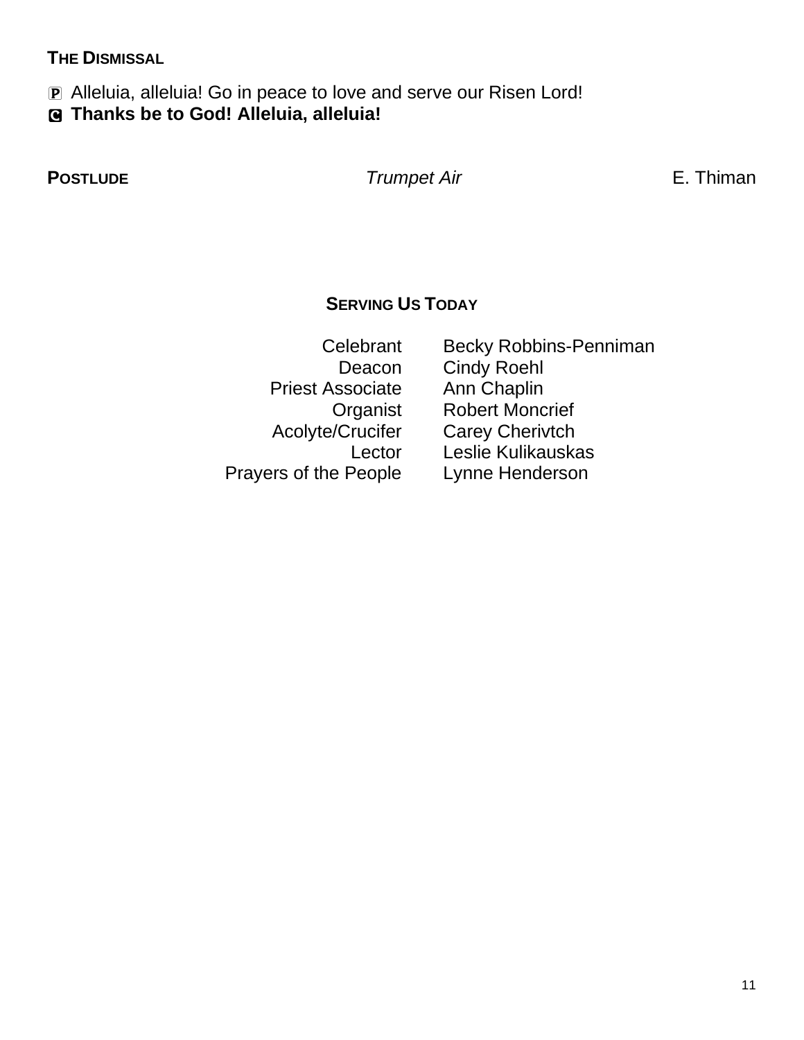**THE DISMISSAL**

P Alleluia, alleluia! Go in peace to love and serve our Risen Lord!
C **Thanks be to God! Alleluia, alleluia!**

**POSTLUDE** *Trumpet Air* E. Thiman

**SERVING US TODAY**

| | |
|---|---|
| Celebrant | Becky Robbins-Penniman |
| Deacon | Cindy Roehl |
| Priest Associate | Ann Chaplin |
| Organist | Robert Moncrief |
| Acolyte/Crucifer | Carey Cherivtch |
| Lector | Leslie Kulikauskas |
| Prayers of the People | Lynne Henderson |